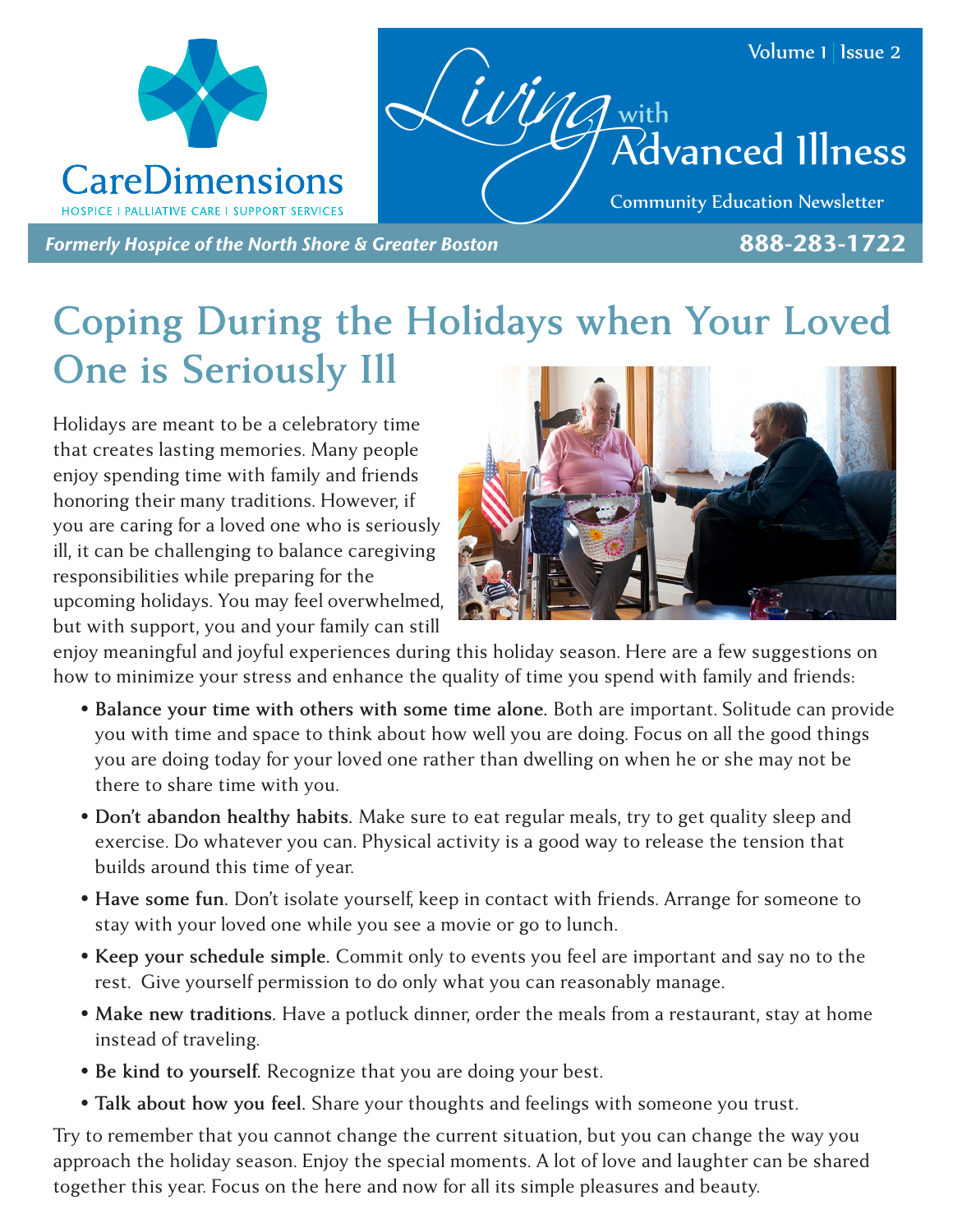CareDimensions
HOSPICE | PALLIATIVE CARE | SUPPORT SERVICES

# Living with Advanced Illness

Community Education Newsletter

*Formerly Hospice of the North Shore & Greater Boston* **888-283-1722**

## Coping During the Holidays when Your Loved One is Seriously Ill

Holidays are meant to be a celebratory time that creates lasting memories. Many people enjoy spending time with family and friends honoring their many traditions. However, if you are caring for a loved one who is seriously ill, it can be challenging to balance caregiving responsibilities while preparing for the upcoming holidays. You may feel overwhelmed, but with support, you and your family can still enjoy meaningful and joyful experiences during this holiday season. Here are a few suggestions on how to minimize your stress and enhance the quality of time you spend with family and friends:

- **Balance your time with others with some time alone.** Both are important. Solitude can provide you with time and space to think about how well you are doing. Focus on all the good things you are doing today for your loved one rather than dwelling on when he or she may not be there to share time with you.
- **Don't abandon healthy habits.** Make sure to eat regular meals, try to get quality sleep and exercise. Do whatever you can. Physical activity is a good way to release the tension that builds around this time of year.
- **Have some fun.** Don't isolate yourself, keep in contact with friends. Arrange for someone to stay with your loved one while you see a movie or go to lunch.
- **Keep your schedule simple.** Commit only to events you feel are important and say no to the rest. Give yourself permission to do only what you can reasonably manage.
- **Make new traditions.** Have a potluck dinner, order the meals from a restaurant, stay at home instead of traveling.
- **Be kind to yourself.** Recognize that you are doing your best.
- **Talk about how you feel.** Share your thoughts and feelings with someone you trust.

Try to remember that you cannot change the current situation, but you can change the way you approach the holiday season. Enjoy the special moments. A lot of love and laughter can be shared together this year. Focus on the here and now for all its simple pleasures and beauty.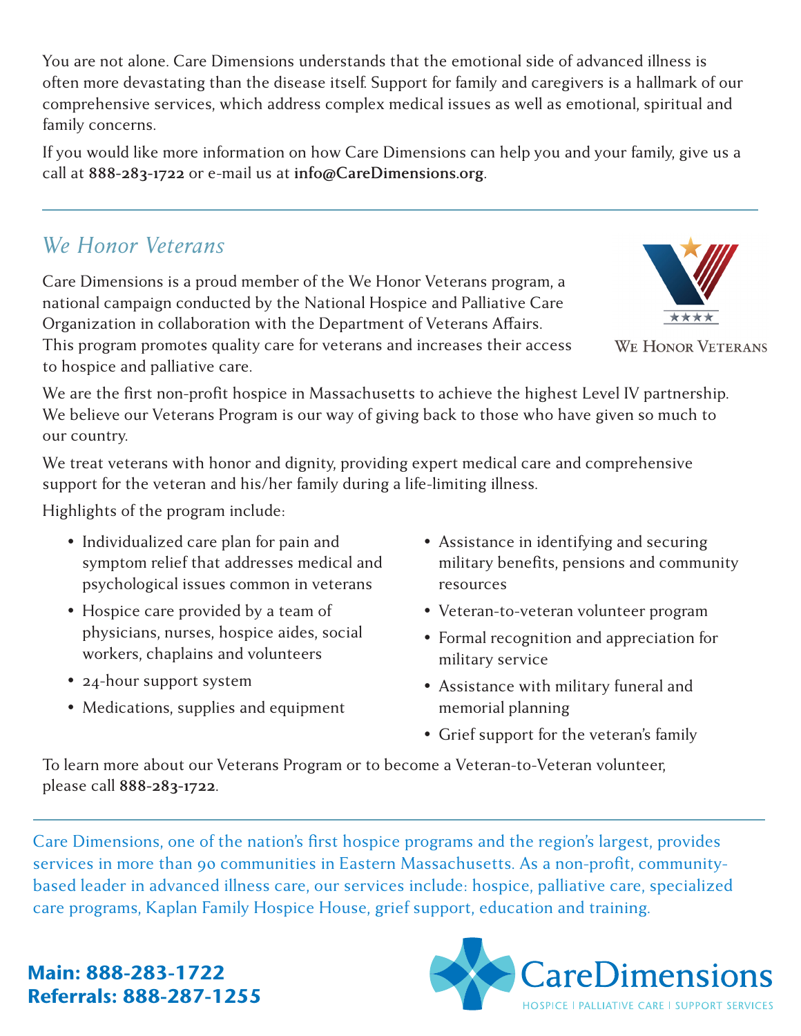You are not alone. Care Dimensions understands that the emotional side of advanced illness is often more devastating than the disease itself. Support for family and caregivers is a hallmark of our comprehensive services, which address complex medical issues as well as emotional, spiritual and family concerns.

If you would like more information on how Care Dimensions can help you and your family, give us a call at **888-283-1722** or e-mail us at **info@CareDimensions.org**.

---

## *We Honor Veterans*

Care Dimensions is a proud member of the We Honor Veterans program, a national campaign conducted by the National Hospice and Palliative Care Organization in collaboration with the Department of Veterans Affairs. This program promotes quality care for veterans and increases their access to hospice and palliative care.

WE HONOR VETERANS

We are the first non-profit hospice in Massachusetts to achieve the highest Level IV partnership. We believe our Veterans Program is our way of giving back to those who have given so much to our country.

We treat veterans with honor and dignity, providing expert medical care and comprehensive support for the veteran and his/her family during a life-limiting illness.

Highlights of the program include:

- Individualized care plan for pain and symptom relief that addresses medical and psychological issues common in veterans
- Hospice care provided by a team of physicians, nurses, hospice aides, social workers, chaplains and volunteers
- 24-hour support system
- Medications, supplies and equipment
- Assistance in identifying and securing military benefits, pensions and community resources
- Veteran-to-veteran volunteer program
- Formal recognition and appreciation for military service
- Assistance with military funeral and memorial planning
- Grief support for the veteran's family

To learn more about our Veterans Program or to become a Veteran-to-Veteran volunteer, please call **888-283-1722**.

---

Care Dimensions, one of the nation's first hospice programs and the region's largest, provides services in more than 90 communities in Eastern Massachusetts. As a non-profit, community-based leader in advanced illness care, our services include: hospice, palliative care, specialized care programs, Kaplan Family Hospice House, grief support, education and training.

**Main: 888-283-1722**
**Referrals: 888-287-1255**

CareDimensions
HOSPICE | PALLIATIVE CARE | SUPPORT SERVICES